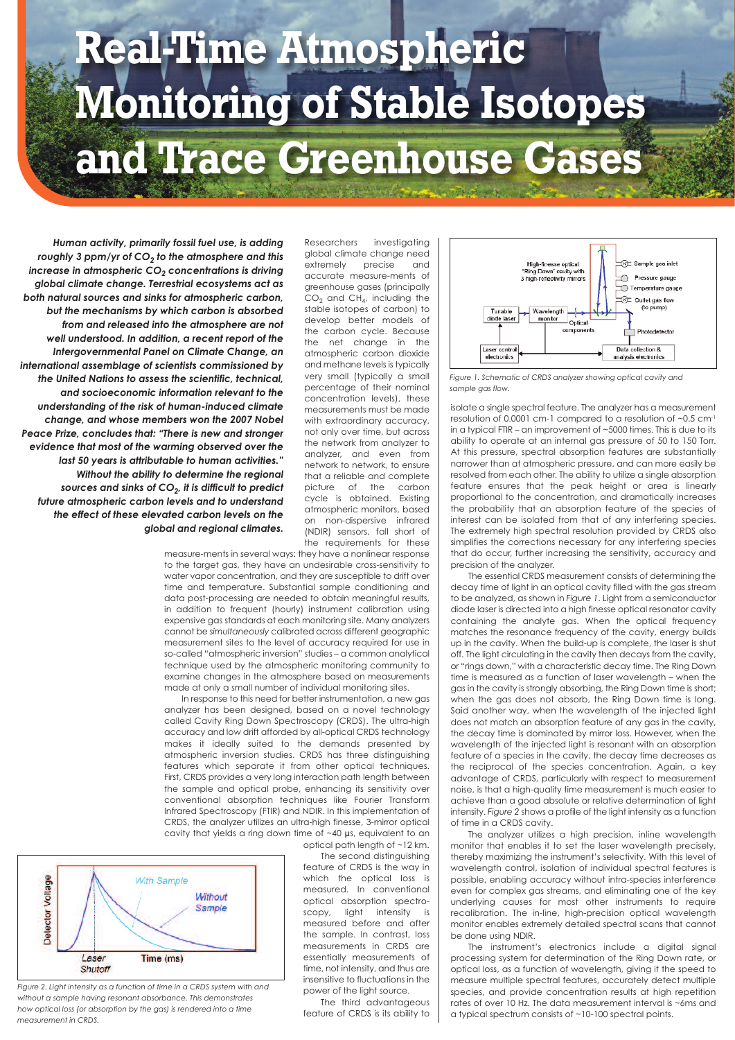# Real-Time Atmospheric Monitoring of Stable Isotopes and Trace Greenhouse Gases

***Human activity, primarily fossil fuel use, is adding roughly 3 ppm/yr of $CO_2$ to the atmosphere and this increase in atmospheric $CO_2$ concentrations is driving global climate change. Terrestrial ecosystems act as both natural sources and sinks for atmospheric carbon, but the mechanisms by which carbon is absorbed from and released into the atmosphere are not well understood. In addition, a recent report of the Intergovernmental Panel on Climate Change, an international assemblage of scientists commissioned by the United Nations to assess the scientific, technical, and socioeconomic information relevant to the understanding of the risk of human-induced climate change, and whose members won the 2007 Nobel Peace Prize, concludes that: "There is new and stronger evidence that most of the warming observed over the last 50 years is attributable to human activities." Without the ability to determine the regional sources and sinks of $CO_2$, it is difficult to predict future atmospheric carbon levels and to understand the effect of these elevated carbon levels on the global and regional climates.***

Researchers investigating global climate change need extremely precise and accurate measure-ments of greenhouse gases (principally $CO_2$ and $CH_4$, including the stable isotopes of carbon) to develop better models of the carbon cycle. Because the net change in the atmospheric carbon dioxide and methane levels is typically very small (typically a small percentage of their nominal concentration levels), these measurements must be made with extraordinary accuracy, not only over time, but across the network from analyzer to analyzer, and even from network to network, to ensure that a reliable and complete picture of the carbon cycle is obtained. Existing atmospheric monitors, based on non-dispersive infrared (NDIR) sensors, fall short of the requirements for these measure-ments in several ways: they have a nonlinear response to the target gas, they have an undesirable cross-sensitivity to water vapor concentration, and they are susceptible to drift over time and temperature. Substantial sample conditioning and data post-processing are needed to obtain meaningful results, in addition to frequent (hourly) instrument calibration using expensive gas standards at each monitoring site. Many analyzers cannot be *simultaneously* calibrated across different geographic measurement sites to the level of accuracy required for use in so-called "atmospheric inversion" studies – a common analytical technique used by the atmospheric monitoring community to examine changes in the atmosphere based on measurements made at only a small number of individual monitoring sites.

In response to this need for better instrumentation, a new gas analyzer has been designed, based on a novel technology called Cavity Ring Down Spectroscopy (CRDS). The ultra-high accuracy and low drift afforded by all-optical CRDS technology makes it ideally suited to the demands presented by atmospheric inversion studies. CRDS has three distinguishing features which separate it from other optical techniques. First, CRDS provides a very long interaction path length between the sample and optical probe, enhancing its sensitivity over conventional absorption techniques like Fourier Transform Infrared Spectroscopy (FTIR) and NDIR. In this implementation of CRDS, the analyzer utilizes an ultra-high finesse, 3-mirror optical cavity that yields a ring down time of ~40 µs, equivalent to an optical path length of ~12 km.

The second distinguishing feature of CRDS is the way in which the optical loss is measured. In conventional optical absorption spectro-scopy, light intensity is measured before and after the sample. In contrast, loss measurements in CRDS are essentially measurements of time, not intensity, and thus are insensitive to fluctuations in the power of the light source.

*Figure 2. Light intensity as a function of time in a CRDS system with and without a sample having resonant absorbance. This demonstrates how optical loss (or absorption by the gas) is rendered into a time measurement in CRDS.*

The third advantageous feature of CRDS is its ability to isolate a single spectral feature. The analyzer has a measurement resolution of 0.0001 cm-1 compared to a resolution of ~0.5 cm$^{-1}$ in a typical FTIR – an improvement of ~5000 times. This is due to its ability to operate at an internal gas pressure of 50 to 150 Torr. At this pressure, spectral absorption features are substantially narrower than at atmospheric pressure, and can more easily be resolved from each other. The ability to utilize a single absorption feature ensures that the peak height or area is linearly proportional to the concentration, and dramatically increases the probability that an absorption feature of the species of interest can be isolated from that of any interfering species. The extremely high spectral resolution provided by CRDS also simplifies the corrections necessary for any interfering species that do occur, further increasing the sensitivity, accuracy and precision of the analyzer.

*Figure 1. Schematic of CRDS analyzer showing optical cavity and sample gas flow.*

The essential CRDS measurement consists of determining the decay time of light in an optical cavity filled with the gas stream to be analyzed, as shown in *Figure 1*. Light from a semiconductor diode laser is directed into a high finesse optical resonator cavity containing the analyte gas. When the optical frequency matches the resonance frequency of the cavity, energy builds up in the cavity. When the build-up is complete, the laser is shut off. The light circulating in the cavity then decays from the cavity, or "rings down," with a characteristic decay time. The Ring Down time is measured as a function of laser wavelength – when the gas in the cavity is strongly absorbing, the Ring Down time is short; when the gas does not absorb, the Ring Down time is long. Said another way, when the wavelength of the injected light does not match an absorption feature of any gas in the cavity, the decay time is dominated by mirror loss. However, when the wavelength of the injected light is resonant with an absorption feature of a species in the cavity, the decay time decreases as the reciprocal of the species concentration. Again, a key advantage of CRDS, particularly with respect to measurement noise, is that a high-quality time measurement is much easier to achieve than a good absolute or relative determination of light intensity. *Figure 2* shows a profile of the light intensity as a function of time in a CRDS cavity.

The analyzer utilizes a high precision, inline wavelength monitor that enables it to set the laser wavelength precisely, thereby maximizing the instrument's selectivity. With this level of wavelength control, isolation of individual spectral features is possible, enabling accuracy without intra-species interference even for complex gas streams, and eliminating one of the key underlying causes for most other instruments to require recalibration. The in-line, high-precision optical wavelength monitor enables extremely detailed spectral scans that cannot be done using NDIR.

The instrument's electronics include a digital signal processing system for determination of the Ring Down rate, or optical loss, as a function of wavelength, giving it the speed to measure multiple spectral features, accurately detect multiple species, and provide concentration results at high repetition rates of over 10 Hz. The data measurement interval is ~6ms and a typical spectrum consists of ~10-100 spectral points.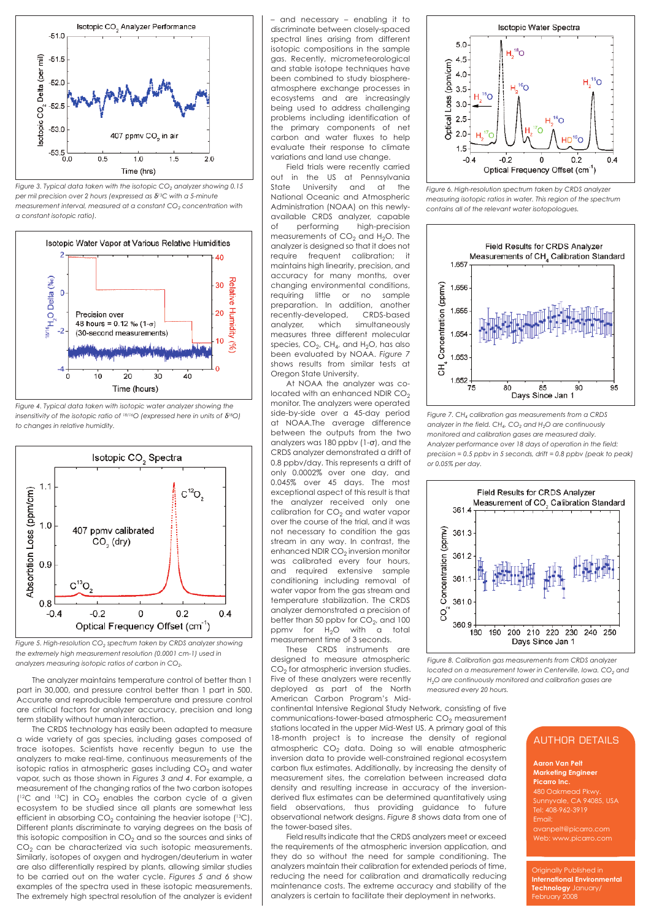Isotopic CO$_2$ Analyzer Performance

-51.0

-51.5

-52.0

-52.5

-53.0

-53.5

Isotopic CO$_2$ Delta (per mil)

407 ppmv CO$_2$ in air

0.0 0.5 1.0 1.5 2.0

Time (hrs)

*Figure 3. Typical data taken with the isotopic $CO_2$ analyzer showing 0.15 per mil precision over 2 hours (expressed as $\delta^{13}C$ with a 5-minute measurement interval, measured at a constant $CO_2$ concentration with a constant isotopic ratio).*

Isotopic Water Vapor at Various Relative Humidities

$^{18/16}H_2O$ Delta (‰)

Relative Humidity (%)

Precision over 48 hours = 0.12 ‰ (1-σ) (30-second measurements)

2 0 -2 -4

40 30 20 10 0

0 10 20 30 40

Time (hours)

*Figure 4. Typical data taken with isotopic water analyzer showing the insensitivity of the isotopic ratio of $^{18/16}O$ (expressed here in units of $\delta^{18}O$) to changes in relative humidity.*

Isotopic CO$_2$ Spectra

Absorbtion Loss (ppm/cm)

1.1 1.0 0.9 0.8

407 ppmv calibrated CO$_2$ (dry)

C$^{12}$O$_2$

C$^{13}$O$_2$

-0.4 -0.2 0 0.2 0.4

Optical Frequency Offset (cm$^{-1}$)

*Figure 5. High-resolution $CO_2$ spectrum taken by CRDS analyzer showing the extremely high measurement resolution (0.0001 cm-1) used in analyzers measuring isotopic ratios of carbon in $CO_2$.*

The analyzer maintains temperature control of better than 1 part in 30,000, and pressure control better than 1 part in 500. Accurate and reproducible temperature and pressure control are critical factors for analyzer accuracy, precision and long term stability without human interaction.

The CRDS technology has easily been adapted to measure a wide variety of gas species, including gases composed of trace isotopes. Scientists have recently begun to use the analyzers to make real-time, continuous measurements of the isotopic ratios in atmospheric gases including $CO_2$ and water vapor, such as those shown in *Figures 3* and *4*. For example, a measurement of the changing ratios of the two carbon isotopes ($^{12}C$ and $^{13}C$) in $CO_2$ enables the carbon cycle of a given ecosystem to be studied since all plants are somewhat less efficient in absorbing $CO_2$ containing the heavier isotope ($^{13}C$). Different plants discriminate to varying degrees on the basis of this isotopic composition in $CO_2$ and so the sources and sinks of $CO_2$ can be characterized via such isotopic measurements. Similarly, isotopes of oxygen and hydrogen/deuterium in water are also differentially respired by plants, allowing similar studies to be carried out on the water cycle. *Figures 5 and 6* show examples of the spectra used in these isotopic measurements. The extremely high spectral resolution of the analyzer is evident – and necessary – enabling it to discriminate between closely-spaced spectral lines arising from different isotopic compositions in the sample gas. Recently, micrometeorological and stable isotope techniques have been combined to study biosphere-atmosphere exchange processes in ecosystems and are increasingly being used to address challenging problems including identification of the primary components of net carbon and water fluxes to help evaluate their response to climate variations and land use change.

Field trials were recently carried out in the US at Pennsylvania State University and at the National Oceanic and Atmospheric Administration (NOAA) on this newly-available CRDS analyzer, capable of performing high-precision measurements of $CO_2$ and $H_2O$. The analyzer is designed so that it does not require frequent calibration; it maintains high linearity, precision, and accuracy for many months, over changing environmental conditions, requiring little or no sample preparation. In addition, another recently-developed, CRDS-based analyzer, which simultaneously measures three different molecular species, $CO_2$, $CH_4$, and $H_2O$, has also been evaluated by NOAA. *Figure 7* shows results from similar tests at Oregon State University.

At NOAA the analyzer was co-located with an enhanced NDIR $CO_2$ monitor. The analyzers were operated side-by-side over a 45-day period at NOAA.The average difference between the outputs from the two analyzers was 180 ppbv (1-σ), and the CRDS analyzer demonstrated a drift of 0.8 ppbv/day. This represents a drift of only 0.0002% over one day, and 0.045% over 45 days. The most exceptional aspect of this result is that the analyzer received only one calibration for $CO_2$ and water vapor over the course of the trial, and it was not necessary to condition the gas stream in any way. In contrast, the enhanced NDIR $CO_2$ inversion monitor was calibrated every four hours, and required extensive sample conditioning including removal of water vapor from the gas stream and temperature stabilization. The CRDS analyzer demonstrated a precision of better than 50 ppbv for $CO_2$, and 100 ppmv for $H_2O$ with a total measurement time of 3 seconds.

These CRDS instruments are designed to measure atmospheric $CO_2$ for atmospheric inversion studies. Five of these analyzers were recently deployed as part of the North American Carbon Program's Mid-continental Intensive Regional Study Network, consisting of five communications-tower-based atmospheric $CO_2$ measurement stations located in the upper Mid-West US. A primary goal of this 18-month project is to increase the density of regional atmospheric $CO_2$ data. Doing so will enable atmospheric inversion data to provide well-constrained regional ecosystem carbon flux estimates. Additionally, by increasing the density of measurement sites, the correlation between increased data density and resulting increase in accuracy of the inversion-derived flux estimates can be determined quantitatively using field observations, thus providing guidance to future observational network designs. *Figure 8* shows data from one of the tower-based sites.

Field results indicate that the CRDS analyzers meet or exceed the requirements of the atmospheric inversion application, and they do so without the need for sample conditioning. The analyzers maintain their calibration for extended periods of time, reducing the need for calibration and dramatically reducing maintenance costs. The extreme accuracy and stability of the analyzers is certain to facilitate their deployment in networks.

Isotopic Water Spectra

Optical Loss (ppm/cm)

5.0 4.5 4.0 3.5 3.0 2.5 2.0 1.5

H$_2$$^{18}$O H$_2$$^{16}$O H$_2$$^{16}$O H$_2$$^{18}$O H$_2$$^{16}$O H$_2$$^{17}$O H$_2$$^{17}$O HD$^{16}$O H$_2$$^{18}$O

-0.4 -0.2 0 0.2 0.4

Optical Frequency Offset (cm$^{-1}$)

*Figure 6. High-resolution spectrum taken by CRDS analyzer measuring isotopic ratios in water. This region of the spectrum contains all of the relevant water isotopologues.*

Field Results for CRDS Analyzer Measurements of CH$_4$ Calibration Standard

CH$_4$ Concentration (ppmv)

1.657 1.656 1.655 1.654 1.653 1.652

75 80 85 90 95

Days Since Jan 1

*Figure 7. $CH_4$ calibration gas measurements from a CRDS analyzer in the field. $CH_4$, $CO_2$ and $H_2O$ are continuously monitored and calibration gases are measured daily. Analyzer performance over 18 days of operation in the field: precision = 0.5 ppbv in 5 seconds, drift = 0.8 ppbv (peak to peak) or 0.05% per day.*

Field Results for CRDS Analyzer Measurement of CO$_2$ Calibration Standard

CO$_2$ Concentration (ppmv)

361.4 361.3 361.2 361.1 361.0 360.9

180 190 200 210 220 230 240 250

Days Since Jan 1

*Figure 8. Calibration gas measurements from CRDS analyzer located on a measurement tower in Centerville, Iowa. $CO_2$ and $H_2O$ are continuously monitored and calibration gases are measured every 20 hours.*

## AUTHOR DETAILS

**Aaron Van Pelt**
**Marketing Engineer**
**Picarro Inc.**
480 Oakmead Pkwy.
Sunnyvale, CA 94085, USA
Tel: 408-962-3919
Email: avanpelt@picarro.com
Web: www.picarro.com

Originally Published in **International Environmental Technology** January/February 2008